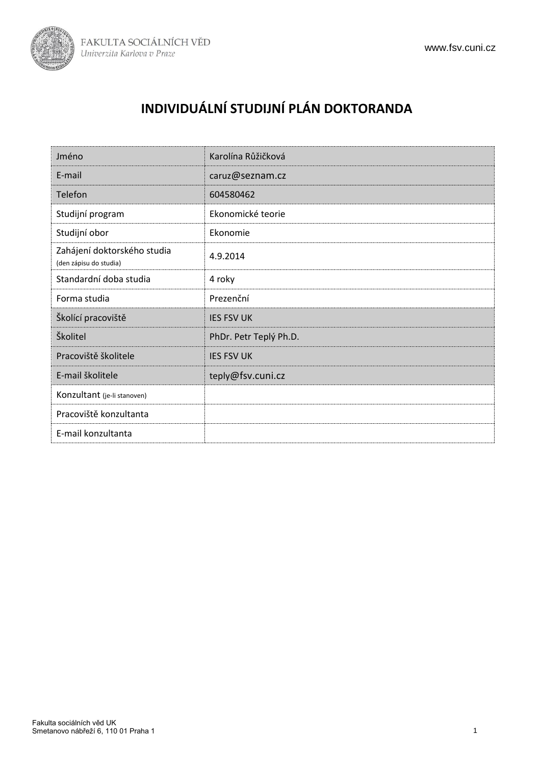# INDIVIDUÁLNÍ STUDIJNÍ PLÁN DOKTORANDA

| | |
|---|---|
| Jméno | Karolína Růžičková |
| E-mail | caruz@seznam.cz |
| Telefon | 604580462 |
| Studijní program | Ekonomické teorie |
| Studijní obor | Ekonomie |
| Zahájení doktorského studia (den zápisu do studia) | 4.9.2014 |
| Standardní doba studia | 4 roky |
| Forma studia | Prezenční |
| Školící pracoviště | IES FSV UK |
| Školitel | PhDr. Petr Teplý Ph.D. |
| Pracoviště školitele | IES FSV UK |
| E-mail školitele | teply@fsv.cuni.cz |
| Konzultant (je-li stanoven) | |
| Pracoviště konzultanta | |
| E-mail konzultanta | |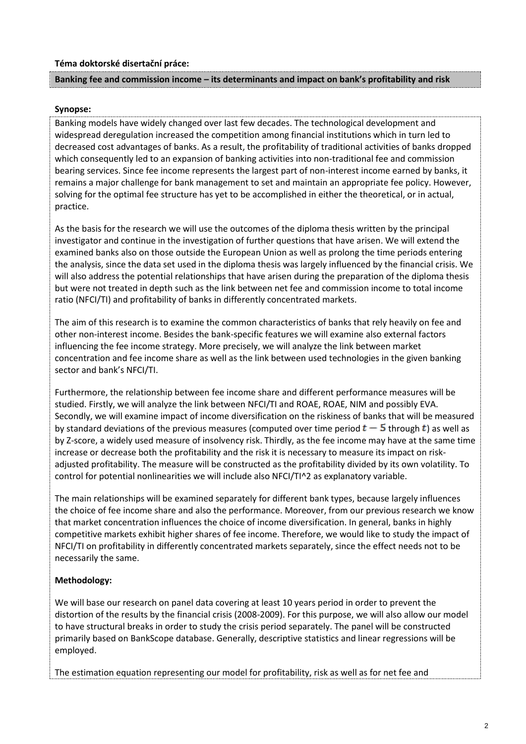**Téma doktorské disertační práce:**

**Banking fee and commission income – its determinants and impact on bank's profitability and risk**

**Synopse:**

Banking models have widely changed over last few decades. The technological development and widespread deregulation increased the competition among financial institutions which in turn led to decreased cost advantages of banks. As a result, the profitability of traditional activities of banks dropped which consequently led to an expansion of banking activities into non-traditional fee and commission bearing services. Since fee income represents the largest part of non-interest income earned by banks, it remains a major challenge for bank management to set and maintain an appropriate fee policy. However, solving for the optimal fee structure has yet to be accomplished in either the theoretical, or in actual, practice.

As the basis for the research we will use the outcomes of the diploma thesis written by the principal investigator and continue in the investigation of further questions that have arisen. We will extend the examined banks also on those outside the European Union as well as prolong the time periods entering the analysis, since the data set used in the diploma thesis was largely influenced by the financial crisis. We will also address the potential relationships that have arisen during the preparation of the diploma thesis but were not treated in depth such as the link between net fee and commission income to total income ratio (NFCI/TI) and profitability of banks in differently concentrated markets.

The aim of this research is to examine the common characteristics of banks that rely heavily on fee and other non-interest income. Besides the bank-specific features we will examine also external factors influencing the fee income strategy. More precisely, we will analyze the link between market concentration and fee income share as well as the link between used technologies in the given banking sector and bank's NFCI/TI.

Furthermore, the relationship between fee income share and different performance measures will be studied. Firstly, we will analyze the link between NFCI/TI and ROAE, ROAE, NIM and possibly EVA. Secondly, we will examine impact of income diversification on the riskiness of banks that will be measured by standard deviations of the previous measures (computed over time period $t-5$ through $t$) as well as by Z-score, a widely used measure of insolvency risk. Thirdly, as the fee income may have at the same time increase or decrease both the profitability and the risk it is necessary to measure its impact on risk-adjusted profitability. The measure will be constructed as the profitability divided by its own volatility. To control for potential nonlinearities we will include also NFCI/TI^2 as explanatory variable.

The main relationships will be examined separately for different bank types, because largely influences the choice of fee income share and also the performance. Moreover, from our previous research we know that market concentration influences the choice of income diversification. In general, banks in highly competitive markets exhibit higher shares of fee income. Therefore, we would like to study the impact of NFCI/TI on profitability in differently concentrated markets separately, since the effect needs not to be necessarily the same.

**Methodology:**

We will base our research on panel data covering at least 10 years period in order to prevent the distortion of the results by the financial crisis (2008-2009). For this purpose, we will also allow our model to have structural breaks in order to study the crisis period separately. The panel will be constructed primarily based on BankScope database. Generally, descriptive statistics and linear regressions will be employed.

The estimation equation representing our model for profitability, risk as well as for net fee and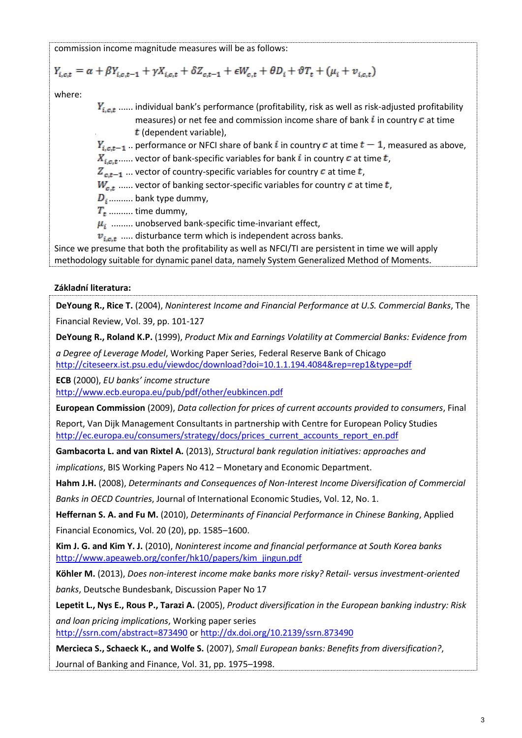commission income magnitude measures will be as follows:

$$Y_{i,c,t} = \alpha + \beta Y_{i,c,t-1} + \gamma X_{i,c,t} + \delta Z_{c,t-1} + \epsilon W_{c,t} + \theta D_i + \vartheta T_t + (\mu_i + v_{i,c,t})$$

where:

- $Y_{i,c,t}$ ...... individual bank's performance (profitability, risk as well as risk-adjusted profitability measures) or net fee and commission income share of bank $i$ in country $c$ at time $t$ (dependent variable),
- $Y_{i,c,t-1}$ .. performance or NFCI share of bank $i$ in country $c$ at time $t-1$, measured as above,
- $X_{i,c,t}$...... vector of bank-specific variables for bank $i$ in country $c$ at time $t$,
- $Z_{c,t-1}$ ... vector of country-specific variables for country $c$ at time $t$,
- $W_{c,t}$ ...... vector of banking sector-specific variables for country $c$ at time $t$,
- $D_i$.......... bank type dummy,
- $T_t$ .......... time dummy,
- $\mu_i$ ......... unobserved bank-specific time-invariant effect,
- $v_{i,c,t}$ ..... disturbance term which is independent across banks.

Since we presume that both the profitability as well as NFCI/TI are persistent in time we will apply methodology suitable for dynamic panel data, namely System Generalized Method of Moments.

**Základní literatura:**

**DeYoung R., Rice T.** (2004), *Noninterest Income and Financial Performance at U.S. Commercial Banks*, The Financial Review, Vol. 39, pp. 101-127

**DeYoung R., Roland K.P.** (1999), *Product Mix and Earnings Volatility at Commercial Banks: Evidence from a Degree of Leverage Model*, Working Paper Series, Federal Reserve Bank of Chicago http://citeseerx.ist.psu.edu/viewdoc/download?doi=10.1.1.194.4084&rep=rep1&type=pdf

**ECB** (2000), *EU banks' income structure* http://www.ecb.europa.eu/pub/pdf/other/eubkincen.pdf

**European Commission** (2009), *Data collection for prices of current accounts provided to consumers*, Final Report, Van Dijk Management Consultants in partnership with Centre for European Policy Studies http://ec.europa.eu/consumers/strategy/docs/prices_current_accounts_report_en.pdf

**Gambacorta L. and van Rixtel A.** (2013), *Structural bank regulation initiatives: approaches and implications*, BIS Working Papers No 412 – Monetary and Economic Department.

**Hahm J.H.** (2008), *Determinants and Consequences of Non-Interest Income Diversification of Commercial Banks in OECD Countries*, Journal of International Economic Studies, Vol. 12, No. 1.

**Heffernan S. A. and Fu M.** (2010), *Determinants of Financial Performance in Chinese Banking*, Applied Financial Economics, Vol. 20 (20), pp. 1585–1600.

**Kim J. G. and Kim Y. J.** (2010), *Noninterest income and financial performance at South Korea banks* http://www.apeaweb.org/confer/hk10/papers/kim_jingun.pdf

**Köhler M.** (2013), *Does non-interest income make banks more risky? Retail- versus investment-oriented banks*, Deutsche Bundesbank, Discussion Paper No 17

**Lepetit L., Nys E., Rous P., Tarazi A.** (2005), *Product diversification in the European banking industry: Risk and loan pricing implications*, Working paper series http://ssrn.com/abstract=873490 or http://dx.doi.org/10.2139/ssrn.873490

**Mercieca S., Schaeck K., and Wolfe S.** (2007), *Small European banks: Benefits from diversification?*, Journal of Banking and Finance, Vol. 31, pp. 1975–1998.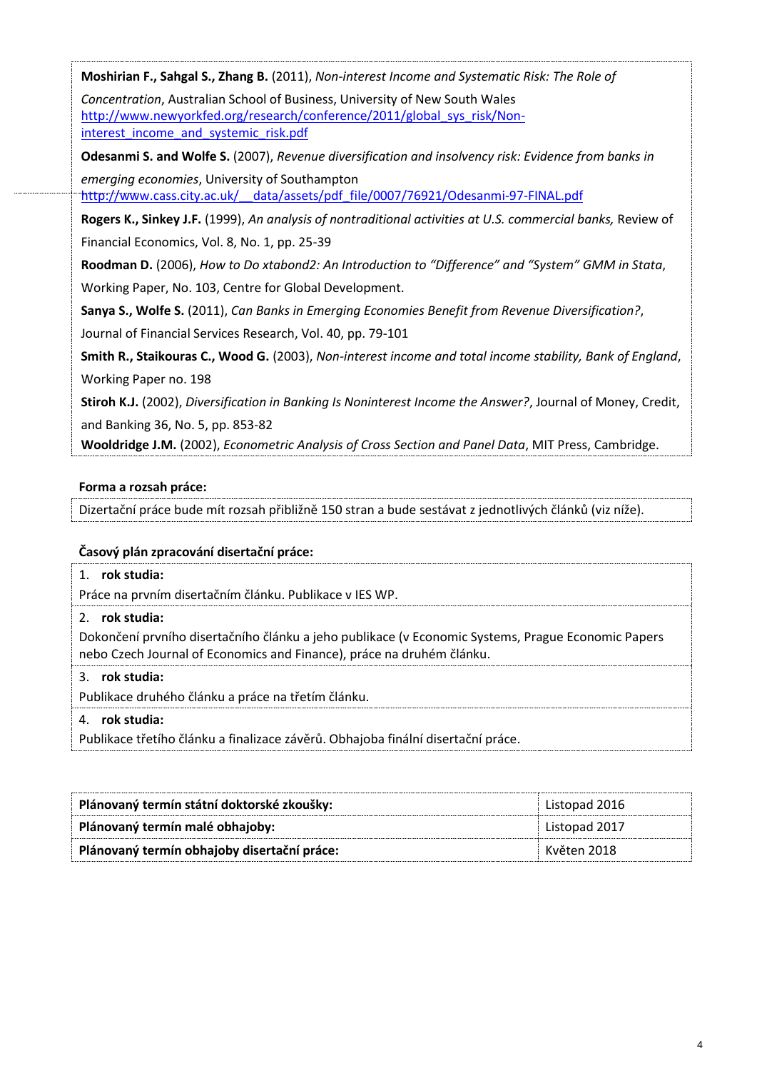**Moshirian F., Sahgal S., Zhang B.** (2011), *Non-interest Income and Systematic Risk: The Role of Concentration*, Australian School of Business, University of New South Wales http://www.newyorkfed.org/research/conference/2011/global_sys_risk/Non-interest_income_and_systemic_risk.pdf

**Odesanmi S. and Wolfe S.** (2007), *Revenue diversification and insolvency risk: Evidence from banks in emerging economies*, University of Southampton http://www.cass.city.ac.uk/__data/assets/pdf_file/0007/76921/Odesanmi-97-FINAL.pdf

**Rogers K., Sinkey J.F.** (1999), *An analysis of nontraditional activities at U.S. commercial banks,* Review of Financial Economics, Vol. 8, No. 1, pp. 25-39

**Roodman D.** (2006), *How to Do xtabond2: An Introduction to "Difference" and "System" GMM in Stata*, Working Paper, No. 103, Centre for Global Development.

**Sanya S., Wolfe S.** (2011), *Can Banks in Emerging Economies Benefit from Revenue Diversification?*, Journal of Financial Services Research, Vol. 40, pp. 79-101

**Smith R., Staikouras C., Wood G.** (2003), *Non-interest income and total income stability, Bank of England*, Working Paper no. 198

**Stiroh K.J.** (2002), *Diversification in Banking Is Noninterest Income the Answer?*, Journal of Money, Credit, and Banking 36, No. 5, pp. 853-82

**Wooldridge J.M.** (2002), *Econometric Analysis of Cross Section and Panel Data*, MIT Press, Cambridge.

**Forma a rozsah práce:**

Dizertační práce bude mít rozsah přibližně 150 stran a bude sestávat z jednotlivých článků (viz níže).

**Časový plán zpracování disertační práce:**

1. **rok studia:**

Práce na prvním disertačním článku. Publikace v IES WP.

2. **rok studia:**

Dokončení prvního disertačního článku a jeho publikace (v Economic Systems, Prague Economic Papers nebo Czech Journal of Economics and Finance), práce na druhém článku.

3. **rok studia:**

Publikace druhého článku a práce na třetím článku.

4. **rok studia:**

Publikace třetího článku a finalizace závěrů. Obhajoba finální disertační práce.

| | |
|---|---|
| **Plánovaný termín státní doktorské zkoušky:** | Listopad 2016 |
| **Plánovaný termín malé obhajoby:** | Listopad 2017 |
| **Plánovaný termín obhajoby disertační práce:** | Květen 2018 |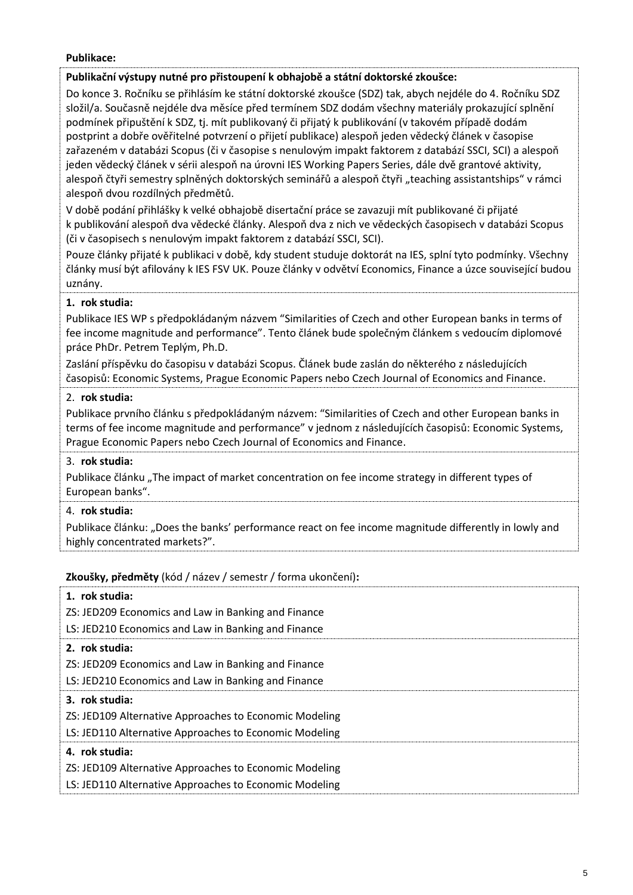**Publikace:**

**Publikační výstupy nutné pro přistoupení k obhajobě a státní doktorské zkoušce:**

Do konce 3. Ročníku se přihlásím ke státní doktorské zkoušce (SDZ) tak, abych nejdéle do 4. Ročníku SDZ složil/a. Současně nejdéle dva měsíce před termínem SDZ dodám všechny materiály prokazující splnění podmínek připuštění k SDZ, tj. mít publikovaný či přijatý k publikování (v takovém případě dodám postprint a dobře ověřitelné potvrzení o přijetí publikace) alespoň jeden vědecký článek v časopise zařazeném v databázi Scopus (či v časopise s nenulovým impakt faktorem z databází SSCI, SCI) a alespoň jeden vědecký článek v sérii alespoň na úrovni IES Working Papers Series, dále dvě grantové aktivity, alespoň čtyři semestry splněných doktorských seminářů a alespoň čtyři „teaching assistantships" v rámci alespoň dvou rozdílných předmětů.

V době podání přihlášky k velké obhajobě disertační práce se zavazuji mít publikované či přijaté k publikování alespoň dva vědecké články. Alespoň dva z nich ve vědeckých časopisech v databázi Scopus (či v časopisech s nenulovým impakt faktorem z databází SSCI, SCI).

Pouze články přijaté k publikaci v době, kdy student studuje doktorát na IES, splní tyto podmínky. Všechny články musí být afilovány k IES FSV UK. Pouze články v odvětví Economics, Finance a úzce související budou uznány.

**1. rok studia:**

Publikace IES WP s předpokládaným názvem "Similarities of Czech and other European banks in terms of fee income magnitude and performance". Tento článek bude společným článkem s vedoucím diplomové práce PhDr. Petrem Teplým, Ph.D.

Zaslání příspěvku do časopisu v databázi Scopus. Článek bude zaslán do některého z následujících časopisů: Economic Systems, Prague Economic Papers nebo Czech Journal of Economics and Finance.

2. **rok studia:**

Publikace prvního článku s předpokládaným názvem: "Similarities of Czech and other European banks in terms of fee income magnitude and performance" v jednom z následujících časopisů: Economic Systems, Prague Economic Papers nebo Czech Journal of Economics and Finance.

3. **rok studia:**

Publikace článku „The impact of market concentration on fee income strategy in different types of European banks".

4. **rok studia:**

Publikace článku: „Does the banks' performance react on fee income magnitude differently in lowly and highly concentrated markets?".

**Zkoušky, předměty** (kód / název / semestr / forma ukončení)**:**

**1. rok studia:**

ZS: JED209 Economics and Law in Banking and Finance

LS: JED210 Economics and Law in Banking and Finance

**2. rok studia:**

ZS: JED209 Economics and Law in Banking and Finance

LS: JED210 Economics and Law in Banking and Finance

**3. rok studia:**

ZS: JED109 Alternative Approaches to Economic Modeling

LS: JED110 Alternative Approaches to Economic Modeling

**4. rok studia:**

ZS: JED109 Alternative Approaches to Economic Modeling

LS: JED110 Alternative Approaches to Economic Modeling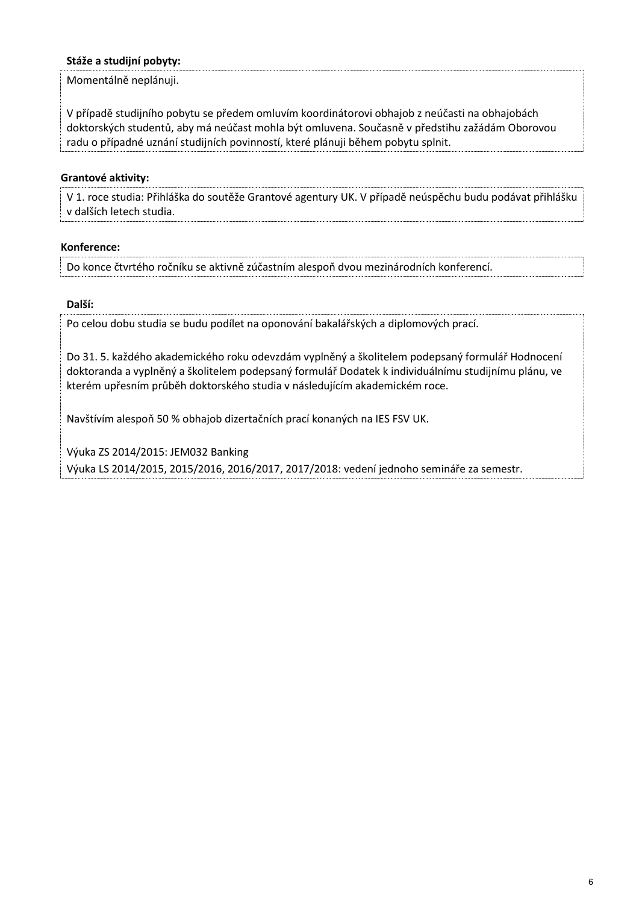**Stáže a studijní pobyty:**

Momentálně neplánuji.

V případě studijního pobytu se předem omluvím koordinátorovi obhajob z neúčasti na obhajobách doktorských studentů, aby má neúčast mohla být omluvena. Současně v předstihu zažádám Oborovou radu o případné uznání studijních povinností, které plánuji během pobytu splnit.

**Grantové aktivity:**

V 1. roce studia: Přihláška do soutěže Grantové agentury UK. V případě neúspěchu budu podávat přihlášku v dalších letech studia.

**Konference:**

Do konce čtvrtého ročníku se aktivně zúčastním alespoň dvou mezinárodních konferencí.

**Další:**

Po celou dobu studia se budu podílet na oponování bakalářských a diplomových prací.

Do 31. 5. každého akademického roku odevzdám vyplněný a školitelem podepsaný formulář Hodnocení doktoranda a vyplněný a školitelem podepsaný formulář Dodatek k individuálnímu studijnímu plánu, ve kterém upřesním průběh doktorského studia v následujícím akademickém roce.

Navštívím alespoň 50 % obhajob dizertačních prací konaných na IES FSV UK.

Výuka ZS 2014/2015: JEM032 Banking
Výuka LS 2014/2015, 2015/2016, 2016/2017, 2017/2018: vedení jednoho semináře za semestr.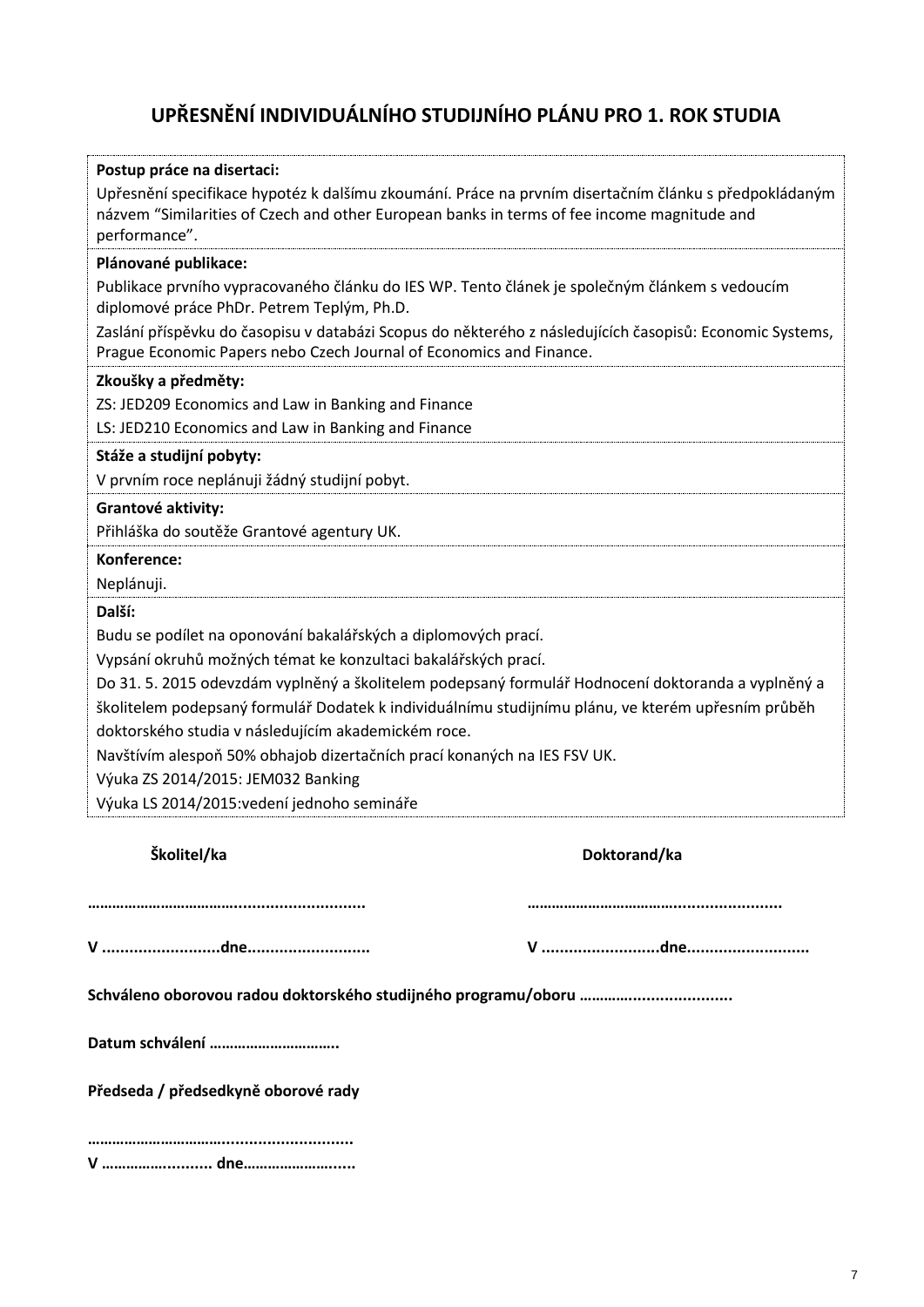## UPŘESNĚNÍ INDIVIDUÁLNÍHO STUDIJNÍHO PLÁNU PRO 1. ROK STUDIA

**Postup práce na disertaci:**

Upřesnění specifikace hypotéz k dalšímu zkoumání. Práce na prvním disertačním článku s předpokládaným názvem "Similarities of Czech and other European banks in terms of fee income magnitude and performance".

**Plánované publikace:**

Publikace prvního vypracovaného článku do IES WP. Tento článek je společným článkem s vedoucím diplomové práce PhDr. Petrem Teplým, Ph.D.

Zaslání příspěvku do časopisu v databázi Scopus do některého z následujících časopisů: Economic Systems, Prague Economic Papers nebo Czech Journal of Economics and Finance.

**Zkoušky a předměty:**

ZS: JED209 Economics and Law in Banking and Finance

LS: JED210 Economics and Law in Banking and Finance

**Stáže a studijní pobyty:**

V prvním roce neplánuji žádný studijní pobyt.

**Grantové aktivity:**

Přihláška do soutěže Grantové agentury UK.

**Konference:**

Neplánuji.

**Další:**

Budu se podílet na oponování bakalářských a diplomových prací.

Vypsání okruhů možných témat ke konzultaci bakalářských prací.

Do 31. 5. 2015 odevzdám vyplněný a školitelem podepsaný formulář Hodnocení doktoranda a vyplněný a školitelem podepsaný formulář Dodatek k individuálnímu studijnímu plánu, ve kterém upřesním průběh doktorského studia v následujícím akademickém roce.

Navštívím alespoň 50% obhajob dizertačních prací konaných na IES FSV UK.

Výuka ZS 2014/2015: JEM032 Banking

Výuka LS 2014/2015:vedení jednoho semináře

**Školitel/ka** **Doktorand/ka**

**……………………………..........................** **………………………….…......................**

**V ..........................dne..........................** **V ..........................dne..........................**

**Schváleno oborovou radou doktorského studijného programu/oboru …………..........................**

**Datum schválení ………………………….**

**Předseda / předsedkyně oborové rady**

**……………………….…..........................**

**V ……………......... dne…………………......**